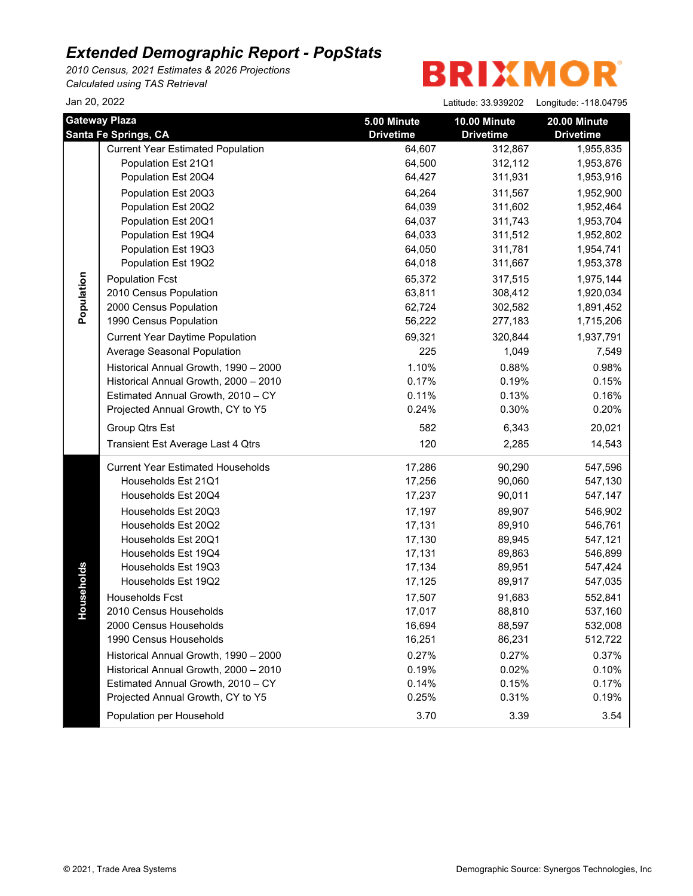# *Extended Demographic Report - PopStats*

*2010 Census, 2021 Estimates & 2026 Projections*
*Calculated using TAS Retrieval*

BRIXMOR

Jan 20, 2022

Latitude: 33.939202 Longitude: -118.04795

| | Gateway Plaza<br>Santa Fe Springs, CA | 5.00 Minute Drivetime | 10.00 Minute Drivetime | 20.00 Minute Drivetime |
|---|---|---|---|---|
| Population | Current Year Estimated Population | 64,607 | 312,867 | 1,955,835 |
| | Population Est 21Q1 | 64,500 | 312,112 | 1,953,876 |
| | Population Est 20Q4 | 64,427 | 311,931 | 1,953,916 |
| | Population Est 20Q3 | 64,264 | 311,567 | 1,952,900 |
| | Population Est 20Q2 | 64,039 | 311,602 | 1,952,464 |
| | Population Est 20Q1 | 64,037 | 311,743 | 1,953,704 |
| | Population Est 19Q4 | 64,033 | 311,512 | 1,952,802 |
| | Population Est 19Q3 | 64,050 | 311,781 | 1,954,741 |
| | Population Est 19Q2 | 64,018 | 311,667 | 1,953,378 |
| | Population Fcst | 65,372 | 317,515 | 1,975,144 |
| | 2010 Census Population | 63,811 | 308,412 | 1,920,034 |
| | 2000 Census Population | 62,724 | 302,582 | 1,891,452 |
| | 1990 Census Population | 56,222 | 277,183 | 1,715,206 |
| | Current Year Daytime Population | 69,321 | 320,844 | 1,937,791 |
| | Average Seasonal Population | 225 | 1,049 | 7,549 |
| | Historical Annual Growth, 1990 – 2000 | 1.10% | 0.88% | 0.98% |
| | Historical Annual Growth, 2000 – 2010 | 0.17% | 0.19% | 0.15% |
| | Estimated Annual Growth, 2010 – CY | 0.11% | 0.13% | 0.16% |
| | Projected Annual Growth, CY to Y5 | 0.24% | 0.30% | 0.20% |
| | Group Qtrs Est | 582 | 6,343 | 20,021 |
| | Transient Est Average Last 4 Qtrs | 120 | 2,285 | 14,543 |
| Households | Current Year Estimated Households | 17,286 | 90,290 | 547,596 |
| | Households Est 21Q1 | 17,256 | 90,060 | 547,130 |
| | Households Est 20Q4 | 17,237 | 90,011 | 547,147 |
| | Households Est 20Q3 | 17,197 | 89,907 | 546,902 |
| | Households Est 20Q2 | 17,131 | 89,910 | 546,761 |
| | Households Est 20Q1 | 17,130 | 89,945 | 547,121 |
| | Households Est 19Q4 | 17,131 | 89,863 | 546,899 |
| | Households Est 19Q3 | 17,134 | 89,951 | 547,424 |
| | Households Est 19Q2 | 17,125 | 89,917 | 547,035 |
| | Households Fcst | 17,507 | 91,683 | 552,841 |
| | 2010 Census Households | 17,017 | 88,810 | 537,160 |
| | 2000 Census Households | 16,694 | 88,597 | 532,008 |
| | 1990 Census Households | 16,251 | 86,231 | 512,722 |
| | Historical Annual Growth, 1990 – 2000 | 0.27% | 0.27% | 0.37% |
| | Historical Annual Growth, 2000 – 2010 | 0.19% | 0.02% | 0.10% |
| | Estimated Annual Growth, 2010 – CY | 0.14% | 0.15% | 0.17% |
| | Projected Annual Growth, CY to Y5 | 0.25% | 0.31% | 0.19% |
| | Population per Household | 3.70 | 3.39 | 3.54 |

© 2021, Trade Area Systems

Demographic Source: Synergos Technologies, Inc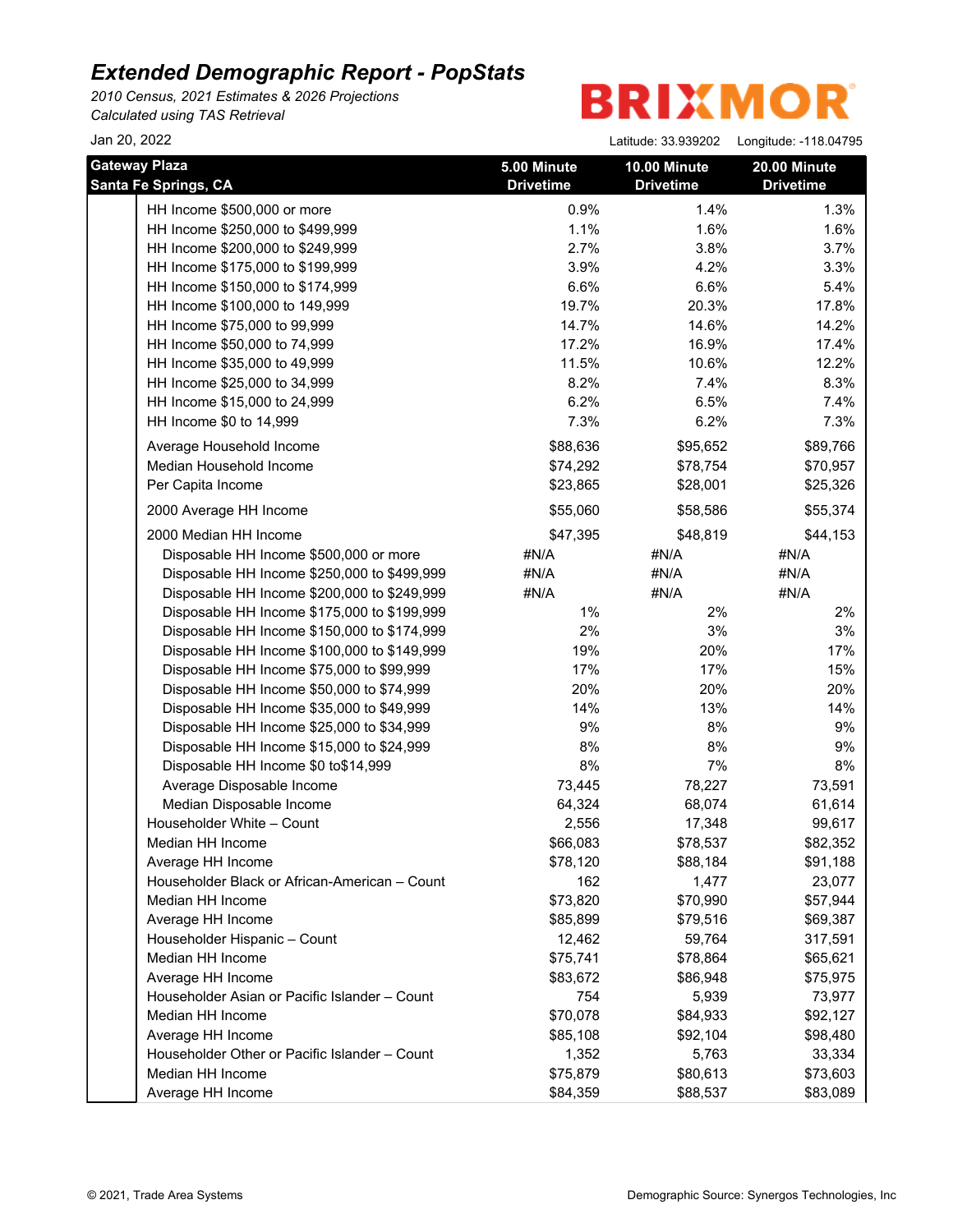# *Extended Demographic Report - PopStats*

*2010 Census, 2021 Estimates & 2026 Projections*
*Calculated using TAS Retrieval*

BRIXMOR

Jan 20, 2022

Latitude: 33.939202 Longitude: -118.04795

| Gateway Plaza Santa Fe Springs, CA | 5.00 Minute Drivetime | 10.00 Minute Drivetime | 20.00 Minute Drivetime |
|---|---|---|---|
| HH Income $500,000 or more | 0.9% | 1.4% | 1.3% |
| HH Income $250,000 to $499,999 | 1.1% | 1.6% | 1.6% |
| HH Income $200,000 to $249,999 | 2.7% | 3.8% | 3.7% |
| HH Income $175,000 to $199,999 | 3.9% | 4.2% | 3.3% |
| HH Income $150,000 to $174,999 | 6.6% | 6.6% | 5.4% |
| HH Income $100,000 to 149,999 | 19.7% | 20.3% | 17.8% |
| HH Income $75,000 to 99,999 | 14.7% | 14.6% | 14.2% |
| HH Income $50,000 to 74,999 | 17.2% | 16.9% | 17.4% |
| HH Income $35,000 to 49,999 | 11.5% | 10.6% | 12.2% |
| HH Income $25,000 to 34,999 | 8.2% | 7.4% | 8.3% |
| HH Income $15,000 to 24,999 | 6.2% | 6.5% | 7.4% |
| HH Income $0 to 14,999 | 7.3% | 6.2% | 7.3% |
| Average Household Income | $88,636 | $95,652 | $89,766 |
| Median Household Income | $74,292 | $78,754 | $70,957 |
| Per Capita Income | $23,865 | $28,001 | $25,326 |
| 2000 Average HH Income | $55,060 | $58,586 | $55,374 |
| 2000 Median HH Income | $47,395 | $48,819 | $44,153 |
| Disposable HH Income $500,000 or more | #N/A | #N/A | #N/A |
| Disposable HH Income $250,000 to $499,999 | #N/A | #N/A | #N/A |
| Disposable HH Income $200,000 to $249,999 | #N/A | #N/A | #N/A |
| Disposable HH Income $175,000 to $199,999 | 1% | 2% | 2% |
| Disposable HH Income $150,000 to $174,999 | 2% | 3% | 3% |
| Disposable HH Income $100,000 to $149,999 | 19% | 20% | 17% |
| Disposable HH Income $75,000 to $99,999 | 17% | 17% | 15% |
| Disposable HH Income $50,000 to $74,999 | 20% | 20% | 20% |
| Disposable HH Income $35,000 to $49,999 | 14% | 13% | 14% |
| Disposable HH Income $25,000 to $34,999 | 9% | 8% | 9% |
| Disposable HH Income $15,000 to $24,999 | 8% | 8% | 9% |
| Disposable HH Income $0 to$14,999 | 8% | 7% | 8% |
| Average Disposable Income | 73,445 | 78,227 | 73,591 |
| Median Disposable Income | 64,324 | 68,074 | 61,614 |
| Householder White – Count | 2,556 | 17,348 | 99,617 |
| Median HH Income | $66,083 | $78,537 | $82,352 |
| Average HH Income | $78,120 | $88,184 | $91,188 |
| Householder Black or African-American – Count | 162 | 1,477 | 23,077 |
| Median HH Income | $73,820 | $70,990 | $57,944 |
| Average HH Income | $85,899 | $79,516 | $69,387 |
| Householder Hispanic – Count | 12,462 | 59,764 | 317,591 |
| Median HH Income | $75,741 | $78,864 | $65,621 |
| Average HH Income | $83,672 | $86,948 | $75,975 |
| Householder Asian or Pacific Islander – Count | 754 | 5,939 | 73,977 |
| Median HH Income | $70,078 | $84,933 | $92,127 |
| Average HH Income | $85,108 | $92,104 | $98,480 |
| Householder Other or Pacific Islander – Count | 1,352 | 5,763 | 33,334 |
| Median HH Income | $75,879 | $80,613 | $73,603 |
| Average HH Income | $84,359 | $88,537 | $83,089 |

© 2021, Trade Area Systems

Demographic Source: Synergos Technologies, Inc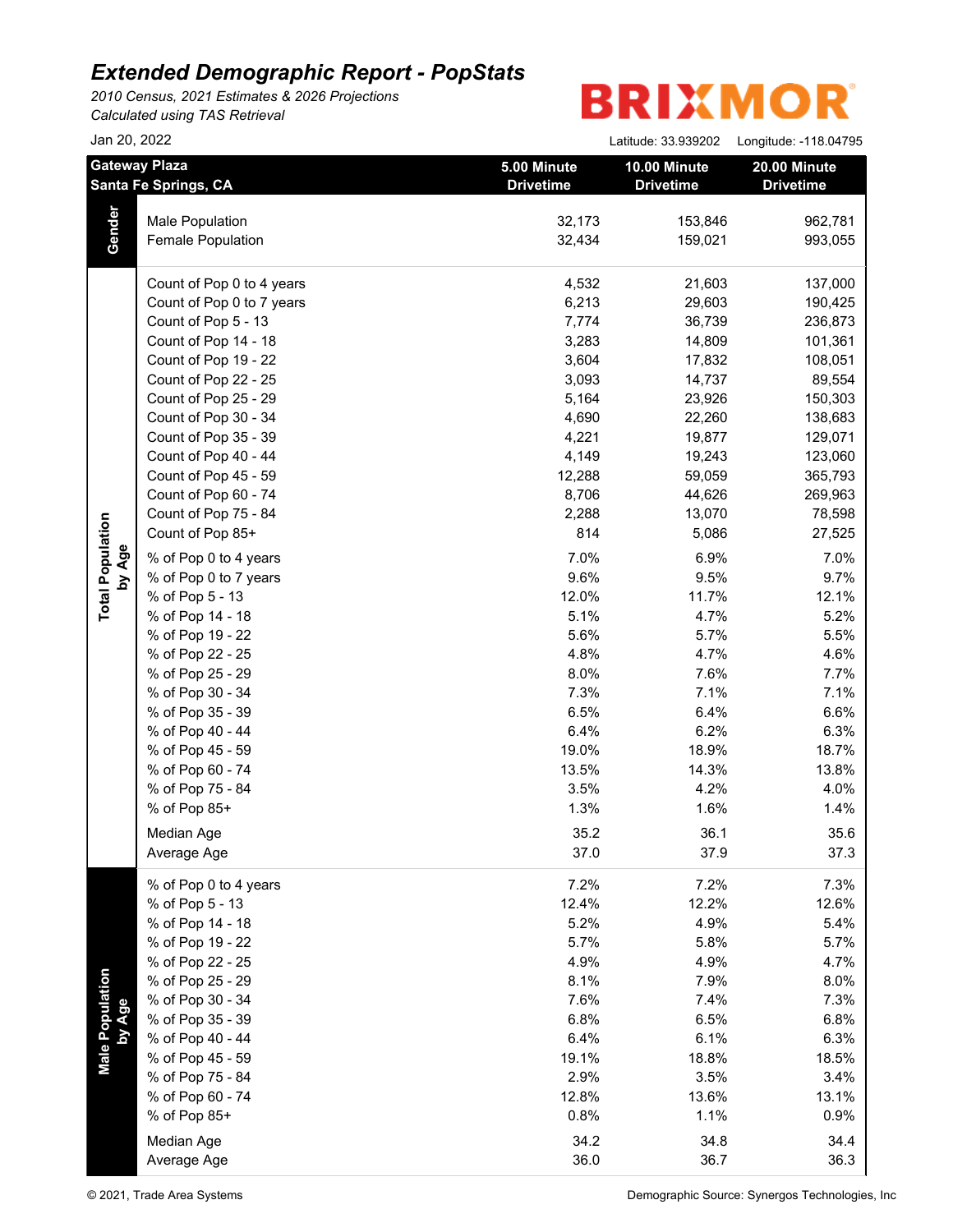# *Extended Demographic Report - PopStats*

*2010 Census, 2021 Estimates & 2026 Projections*
*Calculated using TAS Retrieval*

BRIXMOR

Jan 20, 2022

Latitude: 33.939202 Longitude: -118.04795

| Gateway Plaza<br>Santa Fe Springs, CA | | 5.00 Minute Drivetime | 10.00 Minute Drivetime | 20.00 Minute Drivetime |
|---|---|---|---|---|
| **Gender** | Male Population | 32,173 | 153,846 | 962,781 |
| | Female Population | 32,434 | 159,021 | 993,055 |
| **Total Population by Age** | Count of Pop 0 to 4 years | 4,532 | 21,603 | 137,000 |
| | Count of Pop 0 to 7 years | 6,213 | 29,603 | 190,425 |
| | Count of Pop 5 - 13 | 7,774 | 36,739 | 236,873 |
| | Count of Pop 14 - 18 | 3,283 | 14,809 | 101,361 |
| | Count of Pop 19 - 22 | 3,604 | 17,832 | 108,051 |
| | Count of Pop 22 - 25 | 3,093 | 14,737 | 89,554 |
| | Count of Pop 25 - 29 | 5,164 | 23,926 | 150,303 |
| | Count of Pop 30 - 34 | 4,690 | 22,260 | 138,683 |
| | Count of Pop 35 - 39 | 4,221 | 19,877 | 129,071 |
| | Count of Pop 40 - 44 | 4,149 | 19,243 | 123,060 |
| | Count of Pop 45 - 59 | 12,288 | 59,059 | 365,793 |
| | Count of Pop 60 - 74 | 8,706 | 44,626 | 269,963 |
| | Count of Pop 75 - 84 | 2,288 | 13,070 | 78,598 |
| | Count of Pop 85+ | 814 | 5,086 | 27,525 |
| | % of Pop 0 to 4 years | 7.0% | 6.9% | 7.0% |
| | % of Pop 0 to 7 years | 9.6% | 9.5% | 9.7% |
| | % of Pop 5 - 13 | 12.0% | 11.7% | 12.1% |
| | % of Pop 14 - 18 | 5.1% | 4.7% | 5.2% |
| | % of Pop 19 - 22 | 5.6% | 5.7% | 5.5% |
| | % of Pop 22 - 25 | 4.8% | 4.7% | 4.6% |
| | % of Pop 25 - 29 | 8.0% | 7.6% | 7.7% |
| | % of Pop 30 - 34 | 7.3% | 7.1% | 7.1% |
| | % of Pop 35 - 39 | 6.5% | 6.4% | 6.6% |
| | % of Pop 40 - 44 | 6.4% | 6.2% | 6.3% |
| | % of Pop 45 - 59 | 19.0% | 18.9% | 18.7% |
| | % of Pop 60 - 74 | 13.5% | 14.3% | 13.8% |
| | % of Pop 75 - 84 | 3.5% | 4.2% | 4.0% |
| | % of Pop 85+ | 1.3% | 1.6% | 1.4% |
| | Median Age | 35.2 | 36.1 | 35.6 |
| | Average Age | 37.0 | 37.9 | 37.3 |
| **Male Population by Age** | % of Pop 0 to 4 years | 7.2% | 7.2% | 7.3% |
| | % of Pop 5 - 13 | 12.4% | 12.2% | 12.6% |
| | % of Pop 14 - 18 | 5.2% | 4.9% | 5.4% |
| | % of Pop 19 - 22 | 5.7% | 5.8% | 5.7% |
| | % of Pop 22 - 25 | 4.9% | 4.9% | 4.7% |
| | % of Pop 25 - 29 | 8.1% | 7.9% | 8.0% |
| | % of Pop 30 - 34 | 7.6% | 7.4% | 7.3% |
| | % of Pop 35 - 39 | 6.8% | 6.5% | 6.8% |
| | % of Pop 40 - 44 | 6.4% | 6.1% | 6.3% |
| | % of Pop 45 - 59 | 19.1% | 18.8% | 18.5% |
| | % of Pop 75 - 84 | 2.9% | 3.5% | 3.4% |
| | % of Pop 60 - 74 | 12.8% | 13.6% | 13.1% |
| | % of Pop 85+ | 0.8% | 1.1% | 0.9% |
| | Median Age | 34.2 | 34.8 | 34.4 |
| | Average Age | 36.0 | 36.7 | 36.3 |

© 2021, Trade Area Systems

Demographic Source: Synergos Technologies, Inc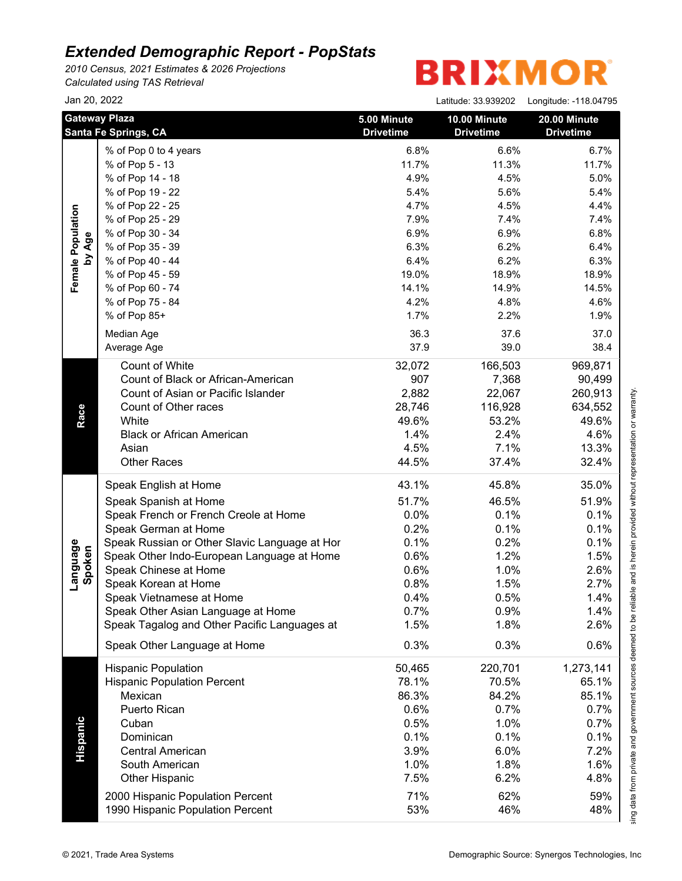# *Extended Demographic Report - PopStats*

*2010 Census, 2021 Estimates & 2026 Projections*
*Calculated using TAS Retrieval*

Jan 20, 2022

**BRIXMOR**

Latitude: 33.939202 Longitude: -118.04795

| Gateway Plaza Santa Fe Springs, CA | | 5.00 Minute Drivetime | 10.00 Minute Drivetime | 20.00 Minute Drivetime |
|---|---|---|---|---|
| Female Population by Age | % of Pop 0 to 4 years | 6.8% | 6.6% | 6.7% |
| | % of Pop 5 - 13 | 11.7% | 11.3% | 11.7% |
| | % of Pop 14 - 18 | 4.9% | 4.5% | 5.0% |
| | % of Pop 19 - 22 | 5.4% | 5.6% | 5.4% |
| | % of Pop 22 - 25 | 4.7% | 4.5% | 4.4% |
| | % of Pop 25 - 29 | 7.9% | 7.4% | 7.4% |
| | % of Pop 30 - 34 | 6.9% | 6.9% | 6.8% |
| | % of Pop 35 - 39 | 6.3% | 6.2% | 6.4% |
| | % of Pop 40 - 44 | 6.4% | 6.2% | 6.3% |
| | % of Pop 45 - 59 | 19.0% | 18.9% | 18.9% |
| | % of Pop 60 - 74 | 14.1% | 14.9% | 14.5% |
| | % of Pop 75 - 84 | 4.2% | 4.8% | 4.6% |
| | % of Pop 85+ | 1.7% | 2.2% | 1.9% |
| | Median Age | 36.3 | 37.6 | 37.0 |
| | Average Age | 37.9 | 39.0 | 38.4 |
| Race | Count of White | 32,072 | 166,503 | 969,871 |
| | Count of Black or African-American | 907 | 7,368 | 90,499 |
| | Count of Asian or Pacific Islander | 2,882 | 22,067 | 260,913 |
| | Count of Other races | 28,746 | 116,928 | 634,552 |
| | White | 49.6% | 53.2% | 49.6% |
| | Black or African American | 1.4% | 2.4% | 4.6% |
| | Asian | 4.5% | 7.1% | 13.3% |
| | Other Races | 44.5% | 37.4% | 32.4% |
| Language Spoken | Speak English at Home | 43.1% | 45.8% | 35.0% |
| | Speak Spanish at Home | 51.7% | 46.5% | 51.9% |
| | Speak French or French Creole at Home | 0.0% | 0.1% | 0.1% |
| | Speak German at Home | 0.2% | 0.1% | 0.1% |
| | Speak Russian or Other Slavic Language at Hor | 0.1% | 0.2% | 0.1% |
| | Speak Other Indo-European Language at Home | 0.6% | 1.2% | 1.5% |
| | Speak Chinese at Home | 0.6% | 1.0% | 2.6% |
| | Speak Korean at Home | 0.8% | 1.5% | 2.7% |
| | Speak Vietnamese at Home | 0.4% | 0.5% | 1.4% |
| | Speak Other Asian Language at Home | 0.7% | 0.9% | 1.4% |
| | Speak Tagalog and Other Pacific Languages at | 1.5% | 1.8% | 2.6% |
| | Speak Other Language at Home | 0.3% | 0.3% | 0.6% |
| Hispanic | Hispanic Population | 50,465 | 220,701 | 1,273,141 |
| | Hispanic Population Percent | 78.1% | 70.5% | 65.1% |
| | Mexican | 86.3% | 84.2% | 85.1% |
| | Puerto Rican | 0.6% | 0.7% | 0.7% |
| | Cuban | 0.5% | 1.0% | 0.7% |
| | Dominican | 0.1% | 0.1% | 0.1% |
| | Central American | 3.9% | 6.0% | 7.2% |
| | South American | 1.0% | 1.8% | 1.6% |
| | Other Hispanic | 7.5% | 6.2% | 4.8% |
| | 2000 Hispanic Population Percent | 71% | 62% | 59% |
| | 1990 Hispanic Population Percent | 53% | 46% | 48% |

sing data from private and government sources deemed to be reliable and is herein provided without representation or warranty.

© 2021, Trade Area Systems

Demographic Source: Synergos Technologies, Inc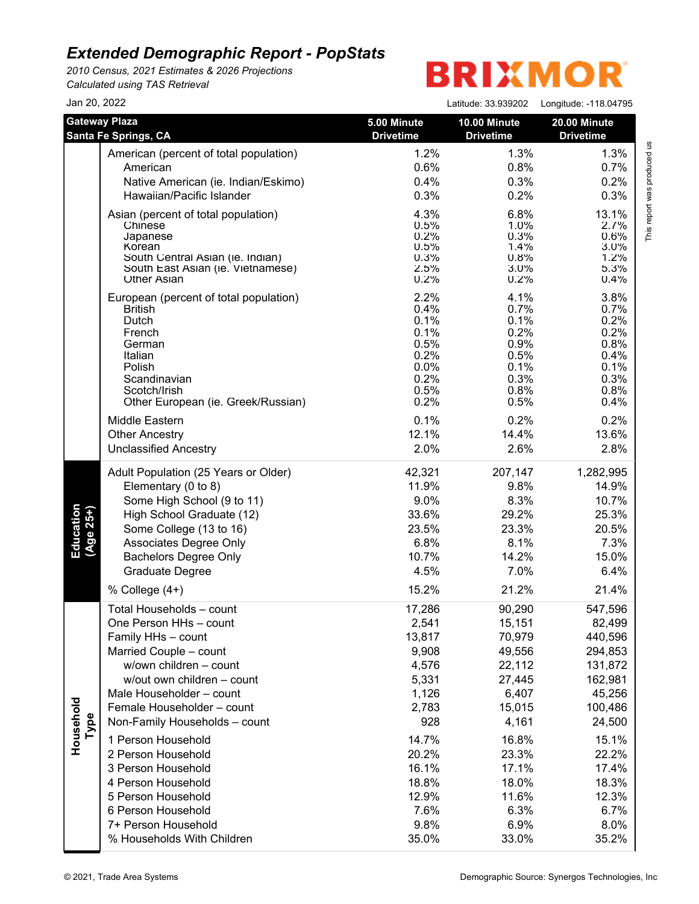# Extended Demographic Report - PopStats

*2010 Census, 2021 Estimates & 2026 Projections*
*Calculated using TAS Retrieval*

BRIXMOR

Jan 20, 2022

Latitude: 33.939202 Longitude: -118.04795

This report was produced us

| Gateway Plaza Santa Fe Springs, CA | | 5.00 Minute Drivetime | 10.00 Minute Drivetime | 20.00 Minute Drivetime |
|---|---|---|---|---|
| | American (percent of total population) | 1.2% | 1.3% | 1.3% |
| | American | 0.6% | 0.8% | 0.7% |
| | Native American (ie. Indian/Eskimo) | 0.4% | 0.3% | 0.2% |
| | Hawaiian/Pacific Islander | 0.3% | 0.2% | 0.3% |
| | Asian (percent of total population) | 4.3% | 6.8% | 13.1% |
| | Chinese | 0.5% | 1.0% | 2.7% |
| | Japanese | 0.2% | 0.3% | 0.6% |
| | Korean | 0.5% | 1.4% | 3.0% |
| | South Central Asian (ie. Indian) | 0.3% | 0.8% | 1.2% |
| | South East Asian (ie. Vietnamese) | 2.5% | 3.0% | 5.3% |
| | Other Asian | 0.2% | 0.2% | 0.4% |
| | European (percent of total population) | 2.2% | 4.1% | 3.8% |
| | British | 0.4% | 0.7% | 0.7% |
| | Dutch | 0.1% | 0.1% | 0.2% |
| | French | 0.1% | 0.2% | 0.2% |
| | German | 0.5% | 0.9% | 0.8% |
| | Italian | 0.2% | 0.5% | 0.4% |
| | Polish | 0.0% | 0.1% | 0.1% |
| | Scandinavian | 0.2% | 0.3% | 0.3% |
| | Scotch/Irish | 0.5% | 0.8% | 0.8% |
| | Other European (ie. Greek/Russian) | 0.2% | 0.5% | 0.4% |
| | Middle Eastern | 0.1% | 0.2% | 0.2% |
| | Other Ancestry | 12.1% | 14.4% | 13.6% |
| | Unclassified Ancestry | 2.0% | 2.6% | 2.8% |
| Education (Age 25+) | Adult Population (25 Years or Older) | 42,321 | 207,147 | 1,282,995 |
| | Elementary (0 to 8) | 11.9% | 9.8% | 14.9% |
| | Some High School (9 to 11) | 9.0% | 8.3% | 10.7% |
| | High School Graduate (12) | 33.6% | 29.2% | 25.3% |
| | Some College (13 to 16) | 23.5% | 23.3% | 20.5% |
| | Associates Degree Only | 6.8% | 8.1% | 7.3% |
| | Bachelors Degree Only | 10.7% | 14.2% | 15.0% |
| | Graduate Degree | 4.5% | 7.0% | 6.4% |
| | % College (4+) | 15.2% | 21.2% | 21.4% |
| Household Type | Total Households – count | 17,286 | 90,290 | 547,596 |
| | One Person HHs – count | 2,541 | 15,151 | 82,499 |
| | Family HHs – count | 13,817 | 70,979 | 440,596 |
| | Married Couple – count | 9,908 | 49,556 | 294,853 |
| | w/own children – count | 4,576 | 22,112 | 131,872 |
| | w/out own children – count | 5,331 | 27,445 | 162,981 |
| | Male Householder – count | 1,126 | 6,407 | 45,256 |
| | Female Householder – count | 2,783 | 15,015 | 100,486 |
| | Non-Family Households – count | 928 | 4,161 | 24,500 |
| | 1 Person Household | 14.7% | 16.8% | 15.1% |
| | 2 Person Household | 20.2% | 23.3% | 22.2% |
| | 3 Person Household | 16.1% | 17.1% | 17.4% |
| | 4 Person Household | 18.8% | 18.0% | 18.3% |
| | 5 Person Household | 12.9% | 11.6% | 12.3% |
| | 6 Person Household | 7.6% | 6.3% | 6.7% |
| | 7+ Person Household | 9.8% | 6.9% | 8.0% |
| | % Households With Children | 35.0% | 33.0% | 35.2% |

© 2021, Trade Area Systems

Demographic Source: Synergos Technologies, Inc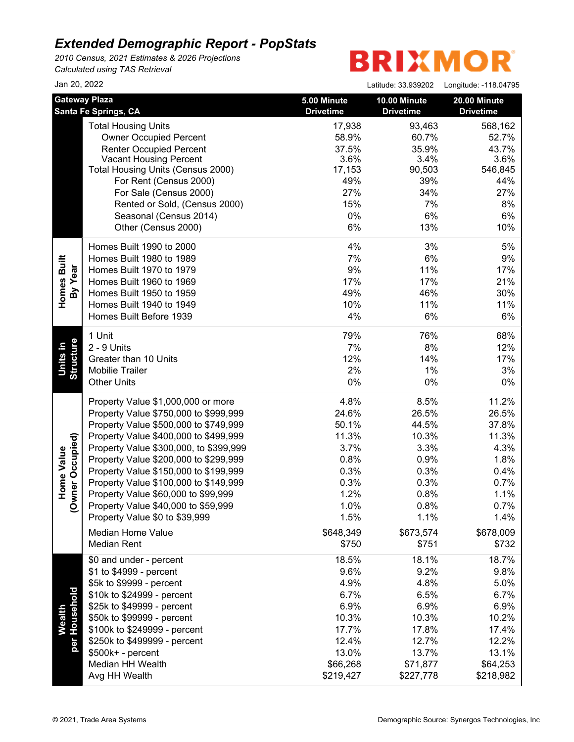# Extended Demographic Report - PopStats

*2010 Census, 2021 Estimates & 2026 Projections*
*Calculated using TAS Retrieval*

BRIXMOR

Jan 20, 2022

Latitude: 33.939202 Longitude: -118.04795

| Gateway Plaza<br>Santa Fe Springs, CA | | 5.00 Minute Drivetime | 10.00 Minute Drivetime | 20.00 Minute Drivetime |
|---|---|---|---|---|
| | Total Housing Units | 17,938 | 93,463 | 568,162 |
| | Owner Occupied Percent | 58.9% | 60.7% | 52.7% |
| | Renter Occupied Percent | 37.5% | 35.9% | 43.7% |
| | Vacant Housing Percent | 3.6% | 3.4% | 3.6% |
| | Total Housing Units (Census 2000) | 17,153 | 90,503 | 546,845 |
| | For Rent (Census 2000) | 49% | 39% | 44% |
| | For Sale (Census 2000) | 27% | 34% | 27% |
| | Rented or Sold, (Census 2000) | 15% | 7% | 8% |
| | Seasonal (Census 2014) | 0% | 6% | 6% |
| | Other (Census 2000) | 6% | 13% | 10% |
| Homes Built By Year | Homes Built 1990 to 2000 | 4% | 3% | 5% |
| | Homes Built 1980 to 1989 | 7% | 6% | 9% |
| | Homes Built 1970 to 1979 | 9% | 11% | 17% |
| | Homes Built 1960 to 1969 | 17% | 17% | 21% |
| | Homes Built 1950 to 1959 | 49% | 46% | 30% |
| | Homes Built 1940 to 1949 | 10% | 11% | 11% |
| | Homes Built Before 1939 | 4% | 6% | 6% |
| Units in Structure | 1 Unit | 79% | 76% | 68% |
| | 2 - 9 Units | 7% | 8% | 12% |
| | Greater than 10 Units | 12% | 14% | 17% |
| | Mobilie Trailer | 2% | 1% | 3% |
| | Other Units | 0% | 0% | 0% |
| Home Value (Owner Occupied) | Property Value $1,000,000 or more | 4.8% | 8.5% | 11.2% |
| | Property Value $750,000 to $999,999 | 24.6% | 26.5% | 26.5% |
| | Property Value $500,000 to $749,999 | 50.1% | 44.5% | 37.8% |
| | Property Value $400,000 to $499,999 | 11.3% | 10.3% | 11.3% |
| | Property Value $300,000, to $399,999 | 3.7% | 3.3% | 4.3% |
| | Property Value $200,000 to $299,999 | 0.8% | 0.9% | 1.8% |
| | Property Value $150,000 to $199,999 | 0.3% | 0.3% | 0.4% |
| | Property Value $100,000 to $149,999 | 0.3% | 0.3% | 0.7% |
| | Property Value $60,000 to $99,999 | 1.2% | 0.8% | 1.1% |
| | Property Value $40,000 to $59,999 | 1.0% | 0.8% | 0.7% |
| | Property Value $0 to $39,999 | 1.5% | 1.1% | 1.4% |
| | Median Home Value | $648,349 | $673,574 | $678,009 |
| | Median Rent | $750 | $751 | $732 |
| Wealth per Household | $0 and under - percent | 18.5% | 18.1% | 18.7% |
| | $1 to $4999 - percent | 9.6% | 9.2% | 9.8% |
| | $5k to $9999 - percent | 4.9% | 4.8% | 5.0% |
| | $10k to $24999 - percent | 6.7% | 6.5% | 6.7% |
| | $25k to $49999 - percent | 6.9% | 6.9% | 6.9% |
| | $50k to $99999 - percent | 10.3% | 10.3% | 10.2% |
| | $100k to $249999 - percent | 17.7% | 17.8% | 17.4% |
| | $250k to $499999 - percent | 12.4% | 12.7% | 12.2% |
| | $500k+ - percent | 13.0% | 13.7% | 13.1% |
| | Median HH Wealth | $66,268 | $71,877 | $64,253 |
| | Avg HH Wealth | $219,427 | $227,778 | $218,982 |

© 2021, Trade Area Systems

Demographic Source: Synergos Technologies, Inc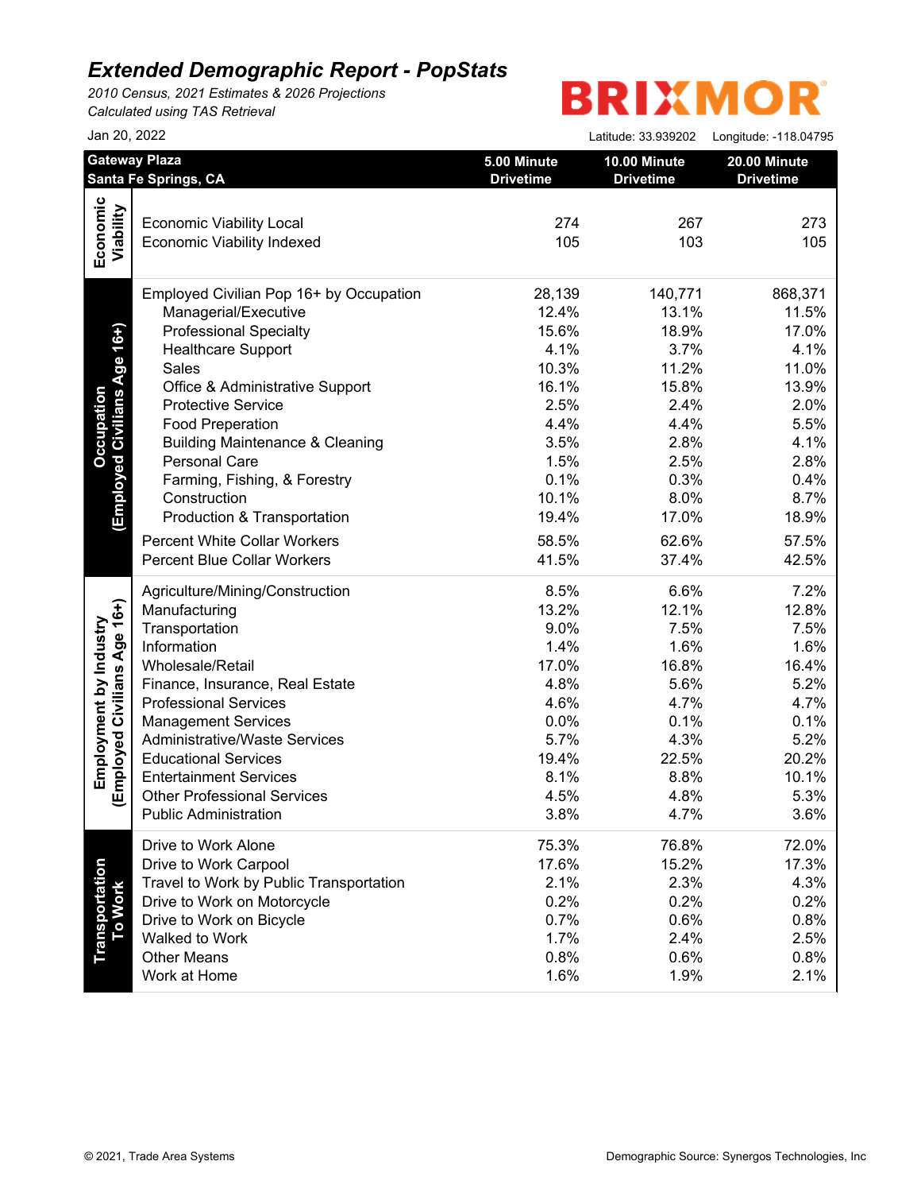# Extended Demographic Report - PopStats

*2010 Census, 2021 Estimates & 2026 Projections*
*Calculated using TAS Retrieval*

BRIXMOR

Jan 20, 2022

Latitude: 33.939202  Longitude: -118.04795

| Gateway Plaza<br>Santa Fe Springs, CA | | 5.00 Minute Drivetime | 10.00 Minute Drivetime | 20.00 Minute Drivetime |
|---|---|---|---|---|
| Economic Viability | Economic Viability Local | 274 | 267 | 273 |
| | Economic Viability Indexed | 105 | 103 | 105 |
| Occupation (Employed Civilians Age 16+) | Employed Civilian Pop 16+ by Occupation | 28,139 | 140,771 | 868,371 |
| | Managerial/Executive | 12.4% | 13.1% | 11.5% |
| | Professional Specialty | 15.6% | 18.9% | 17.0% |
| | Healthcare Support | 4.1% | 3.7% | 4.1% |
| | Sales | 10.3% | 11.2% | 11.0% |
| | Office & Administrative Support | 16.1% | 15.8% | 13.9% |
| | Protective Service | 2.5% | 2.4% | 2.0% |
| | Food Preperation | 4.4% | 4.4% | 5.5% |
| | Building Maintenance & Cleaning | 3.5% | 2.8% | 4.1% |
| | Personal Care | 1.5% | 2.5% | 2.8% |
| | Farming, Fishing, & Forestry | 0.1% | 0.3% | 0.4% |
| | Construction | 10.1% | 8.0% | 8.7% |
| | Production & Transportation | 19.4% | 17.0% | 18.9% |
| | Percent White Collar Workers | 58.5% | 62.6% | 57.5% |
| | Percent Blue Collar Workers | 41.5% | 37.4% | 42.5% |
| Employment by Industry (Employed Civilians Age 16+) | Agriculture/Mining/Construction | 8.5% | 6.6% | 7.2% |
| | Manufacturing | 13.2% | 12.1% | 12.8% |
| | Transportation | 9.0% | 7.5% | 7.5% |
| | Information | 1.4% | 1.6% | 1.6% |
| | Wholesale/Retail | 17.0% | 16.8% | 16.4% |
| | Finance, Insurance, Real Estate | 4.8% | 5.6% | 5.2% |
| | Professional Services | 4.6% | 4.7% | 4.7% |
| | Management Services | 0.0% | 0.1% | 0.1% |
| | Administrative/Waste Services | 5.7% | 4.3% | 5.2% |
| | Educational Services | 19.4% | 22.5% | 20.2% |
| | Entertainment Services | 8.1% | 8.8% | 10.1% |
| | Other Professional Services | 4.5% | 4.8% | 5.3% |
| | Public Administration | 3.8% | 4.7% | 3.6% |
| Transportation To Work | Drive to Work Alone | 75.3% | 76.8% | 72.0% |
| | Drive to Work Carpool | 17.6% | 15.2% | 17.3% |
| | Travel to Work by Public Transportation | 2.1% | 2.3% | 4.3% |
| | Drive to Work on Motorcycle | 0.2% | 0.2% | 0.2% |
| | Drive to Work on Bicycle | 0.7% | 0.6% | 0.8% |
| | Walked to Work | 1.7% | 2.4% | 2.5% |
| | Other Means | 0.8% | 0.6% | 0.8% |
| | Work at Home | 1.6% | 1.9% | 2.1% |

© 2021, Trade Area Systems

Demographic Source: Synergos Technologies, Inc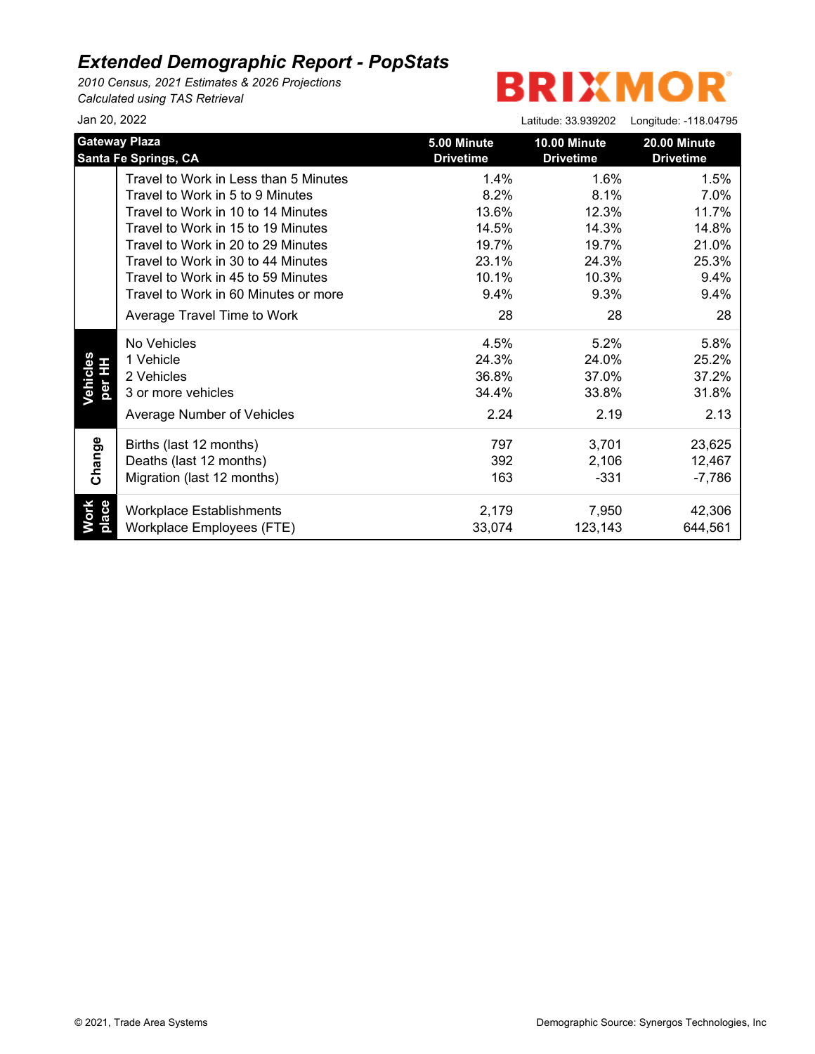# *Extended Demographic Report - PopStats*

*2010 Census, 2021 Estimates & 2026 Projections*
*Calculated using TAS Retrieval*

BRIXMOR

Jan 20, 2022

Latitude: 33.939202 Longitude: -118.04795

| **Gateway Plaza Santa Fe Springs, CA** | | **5.00 Minute Drivetime** | **10.00 Minute Drivetime** | **20.00 Minute Drivetime** |
|---|---|---|---|---|
| | Travel to Work in Less than 5 Minutes | 1.4% | 1.6% | 1.5% |
| | Travel to Work in 5 to 9 Minutes | 8.2% | 8.1% | 7.0% |
| | Travel to Work in 10 to 14 Minutes | 13.6% | 12.3% | 11.7% |
| | Travel to Work in 15 to 19 Minutes | 14.5% | 14.3% | 14.8% |
| | Travel to Work in 20 to 29 Minutes | 19.7% | 19.7% | 21.0% |
| | Travel to Work in 30 to 44 Minutes | 23.1% | 24.3% | 25.3% |
| | Travel to Work in 45 to 59 Minutes | 10.1% | 10.3% | 9.4% |
| | Travel to Work in 60 Minutes or more | 9.4% | 9.3% | 9.4% |
| | Average Travel Time to Work | 28 | 28 | 28 |
| **Vehicles per HH** | No Vehicles | 4.5% | 5.2% | 5.8% |
| | 1 Vehicle | 24.3% | 24.0% | 25.2% |
| | 2 Vehicles | 36.8% | 37.0% | 37.2% |
| | 3 or more vehicles | 34.4% | 33.8% | 31.8% |
| | Average Number of Vehicles | 2.24 | 2.19 | 2.13 |
| **Change** | Births (last 12 months) | 797 | 3,701 | 23,625 |
| | Deaths (last 12 months) | 392 | 2,106 | 12,467 |
| | Migration (last 12 months) | 163 | -331 | -7,786 |
| **Work place** | Workplace Establishments | 2,179 | 7,950 | 42,306 |
| | Workplace Employees (FTE) | 33,074 | 123,143 | 644,561 |

© 2021, Trade Area Systems

Demographic Source: Synergos Technologies, Inc